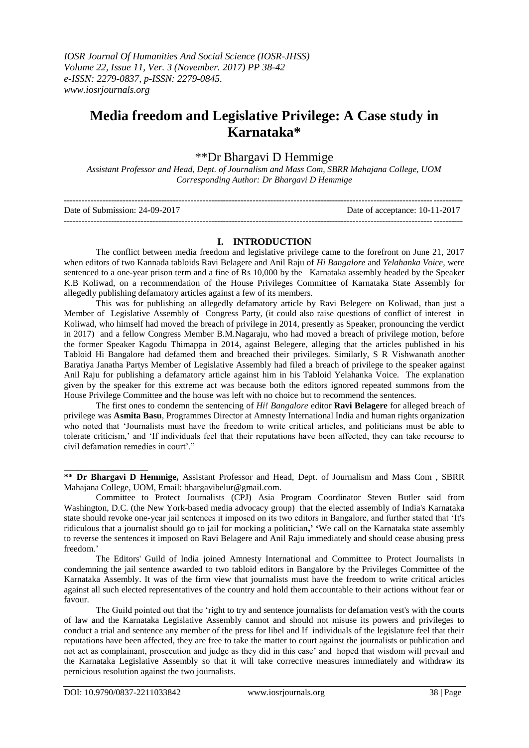# Media freedom and Legislative Privilege: A Case study in Karnataka*

**Dr Bhargavi D Hemmige

*Assistant Professor and Head, Dept. of Journalism and Mass Com, SBRR Mahajana College, UOM*
*Corresponding Author: Dr Bhargavi D Hemmige*

---

Date of Submission: 24-09-2017 Date of acceptance: 10-11-2017

---

## I. INTRODUCTION

The conflict between media freedom and legislative privilege came to the forefront on June 21, 2017 when editors of two Kannada tabloids Ravi Belagere and Anil Raju of *Hi Bangalore* and *Yelahanka Voice*, were sentenced to a one-year prison term and a fine of Rs 10,000 by the Karnataka assembly headed by the Speaker K.B Koliwad, on a recommendation of the House Privileges Committee of Karnataka State Assembly for allegedly publishing defamatory articles against a few of its members.

This was for publishing an allegedly defamatory article by Ravi Belegere on Koliwad, than just a Member of Legislative Assembly of Congress Party, (it could also raise questions of conflict of interest in Koliwad, who himself had moved the breach of privilege in 2014, presently as Speaker, pronouncing the verdict in 2017) and a fellow Congress Member B.M.Nagaraju, who had moved a breach of privilege motion, before the former Speaker Kagodu Thimappa in 2014, against Belegere, alleging that the articles published in his Tabloid Hi Bangalore had defamed them and breached their privileges. Similarly, S R Vishwanath another Baratiya Janatha Partys Member of Legislative Assembly had filed a breach of privilege to the speaker against Anil Raju for publishing a defamatory article against him in his Tabloid Yelahanka Voice. The explanation given by the speaker for this extreme act was because both the editors ignored repeated summons from the House Privilege Committee and the house was left with no choice but to recommend the sentences.

The first ones to condemn the sentencing of *Hi! Bangalore* editor **Ravi Belagere** for alleged breach of privilege was **Asmita Basu**, Programmes Director at Amnesty International India and human rights organization who noted that 'Journalists must have the freedom to write critical articles, and politicians must be able to tolerate criticism,' and 'If individuals feel that their reputations have been affected, they can take recourse to civil defamation remedies in court'."

---

**** Dr Bhargavi D Hemmige,** Assistant Professor and Head, Dept. of Journalism and Mass Com , SBRR Mahajana College, UOM, Email: bhargavibelur@gmail.com.

Committee to Protect Journalists (CPJ) Asia Program Coordinator Steven Butler said from Washington, D.C. (the New York-based media advocacy group) that the elected assembly of India's Karnataka state should revoke one-year jail sentences it imposed on its two editors in Bangalore, and further stated that 'It's ridiculous that a journalist should go to jail for mocking a politician**,' '**We call on the Karnataka state assembly to reverse the sentences it imposed on Ravi Belagere and Anil Raju immediately and should cease abusing press freedom.'

The Editors' Guild of India joined Amnesty International and Committee to Protect Journalists in condemning the jail sentence awarded to two tabloid editors in Bangalore by the Privileges Committee of the Karnataka Assembly. It was of the firm view that journalists must have the freedom to write critical articles against all such elected representatives of the country and hold them accountable to their actions without fear or favour.

The Guild pointed out that the 'right to try and sentence journalists for defamation vest's with the courts of law and the Karnataka Legislative Assembly cannot and should not misuse its powers and privileges to conduct a trial and sentence any member of the press for libel and If individuals of the legislature feel that their reputations have been affected, they are free to take the matter to court against the journalists or publication and not act as complainant, prosecution and judge as they did in this case' and hoped that wisdom will prevail and the Karnataka Legislative Assembly so that it will take corrective measures immediately and withdraw its pernicious resolution against the two journalists.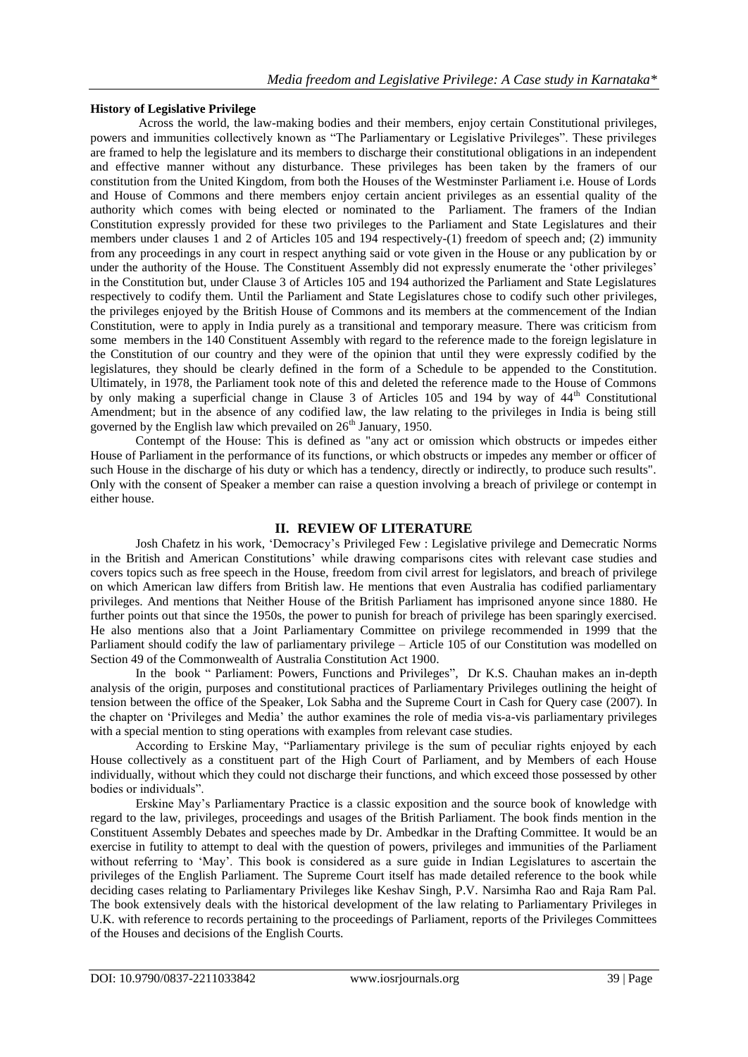**History of Legislative Privilege**

Across the world, the law-making bodies and their members, enjoy certain Constitutional privileges, powers and immunities collectively known as "The Parliamentary or Legislative Privileges". These privileges are framed to help the legislature and its members to discharge their constitutional obligations in an independent and effective manner without any disturbance. These privileges has been taken by the framers of our constitution from the United Kingdom, from both the Houses of the Westminster Parliament i.e. House of Lords and House of Commons and there members enjoy certain ancient privileges as an essential quality of the authority which comes with being elected or nominated to the Parliament. The framers of the Indian Constitution expressly provided for these two privileges to the Parliament and State Legislatures and their members under clauses 1 and 2 of Articles 105 and 194 respectively-(1) freedom of speech and; (2) immunity from any proceedings in any court in respect anything said or vote given in the House or any publication by or under the authority of the House. The Constituent Assembly did not expressly enumerate the 'other privileges' in the Constitution but, under Clause 3 of Articles 105 and 194 authorized the Parliament and State Legislatures respectively to codify them. Until the Parliament and State Legislatures chose to codify such other privileges, the privileges enjoyed by the British House of Commons and its members at the commencement of the Indian Constitution, were to apply in India purely as a transitional and temporary measure. There was criticism from some members in the 140 Constituent Assembly with regard to the reference made to the foreign legislature in the Constitution of our country and they were of the opinion that until they were expressly codified by the legislatures, they should be clearly defined in the form of a Schedule to be appended to the Constitution. Ultimately, in 1978, the Parliament took note of this and deleted the reference made to the House of Commons by only making a superficial change in Clause 3 of Articles 105 and 194 by way of 44th Constitutional Amendment; but in the absence of any codified law, the law relating to the privileges in India is being still governed by the English law which prevailed on 26th January, 1950.

Contempt of the House: This is defined as "any act or omission which obstructs or impedes either House of Parliament in the performance of its functions, or which obstructs or impedes any member or officer of such House in the discharge of his duty or which has a tendency, directly or indirectly, to produce such results". Only with the consent of Speaker a member can raise a question involving a breach of privilege or contempt in either house.

## II. REVIEW OF LITERATURE

Josh Chafetz in his work, 'Democracy's Privileged Few : Legislative privilege and Demecratic Norms in the British and American Constitutions' while drawing comparisons cites with relevant case studies and covers topics such as free speech in the House, freedom from civil arrest for legislators, and breach of privilege on which American law differs from British law. He mentions that even Australia has codified parliamentary privileges. And mentions that Neither House of the British Parliament has imprisoned anyone since 1880. He further points out that since the 1950s, the power to punish for breach of privilege has been sparingly exercised. He also mentions also that a Joint Parliamentary Committee on privilege recommended in 1999 that the Parliament should codify the law of parliamentary privilege – Article 105 of our Constitution was modelled on Section 49 of the Commonwealth of Australia Constitution Act 1900.

In the book " Parliament: Powers, Functions and Privileges", Dr K.S. Chauhan makes an in-depth analysis of the origin, purposes and constitutional practices of Parliamentary Privileges outlining the height of tension between the office of the Speaker, Lok Sabha and the Supreme Court in Cash for Query case (2007). In the chapter on 'Privileges and Media' the author examines the role of media vis-a-vis parliamentary privileges with a special mention to sting operations with examples from relevant case studies.

According to Erskine May, "Parliamentary privilege is the sum of peculiar rights enjoyed by each House collectively as a constituent part of the High Court of Parliament, and by Members of each House individually, without which they could not discharge their functions, and which exceed those possessed by other bodies or individuals".

Erskine May's Parliamentary Practice is a classic exposition and the source book of knowledge with regard to the law, privileges, proceedings and usages of the British Parliament. The book finds mention in the Constituent Assembly Debates and speeches made by Dr. Ambedkar in the Drafting Committee. It would be an exercise in futility to attempt to deal with the question of powers, privileges and immunities of the Parliament without referring to 'May'. This book is considered as a sure guide in Indian Legislatures to ascertain the privileges of the English Parliament. The Supreme Court itself has made detailed reference to the book while deciding cases relating to Parliamentary Privileges like Keshav Singh, P.V. Narsimha Rao and Raja Ram Pal. The book extensively deals with the historical development of the law relating to Parliamentary Privileges in U.K. with reference to records pertaining to the proceedings of Parliament, reports of the Privileges Committees of the Houses and decisions of the English Courts.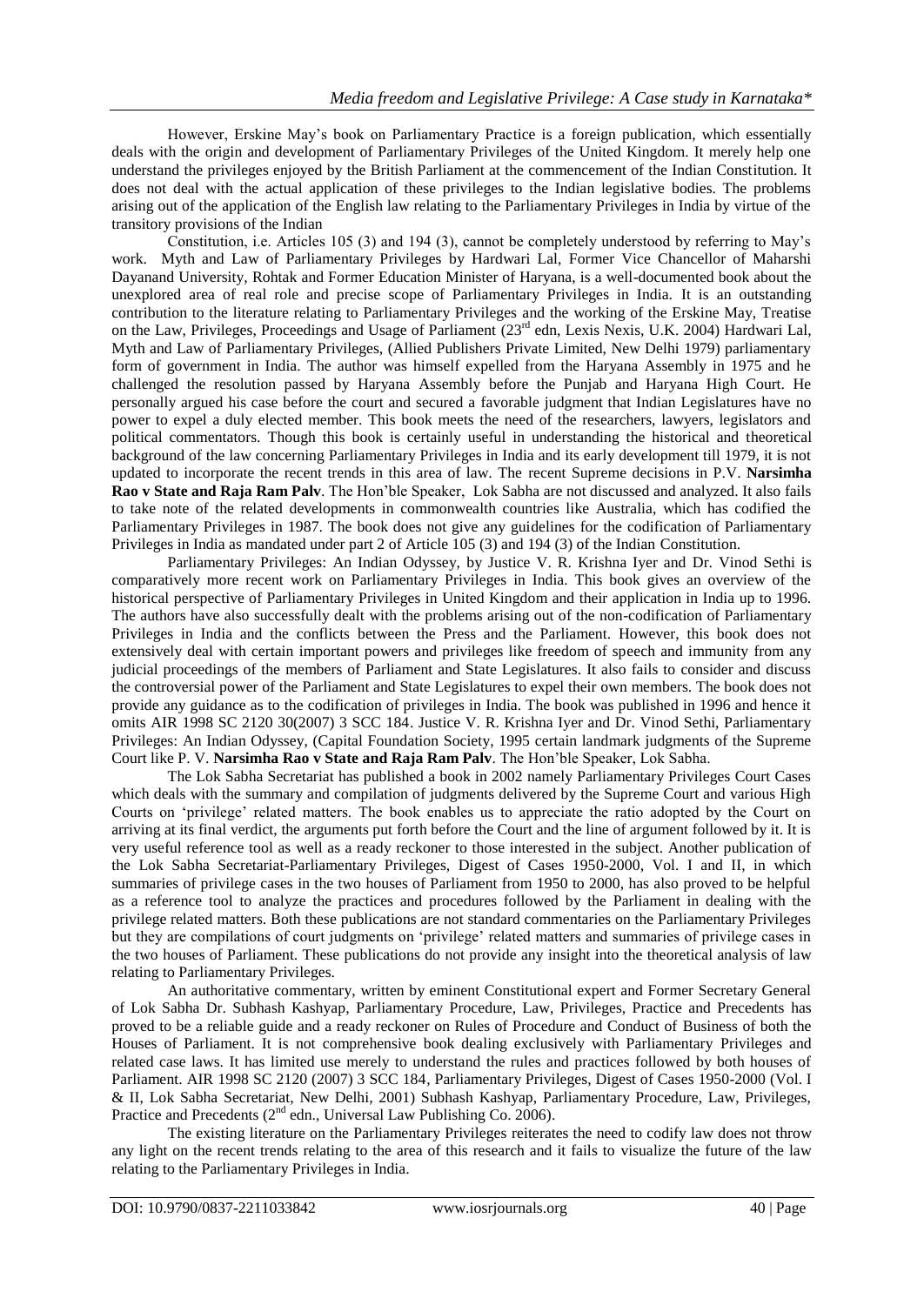However, Erskine May's book on Parliamentary Practice is a foreign publication, which essentially deals with the origin and development of Parliamentary Privileges of the United Kingdom. It merely help one understand the privileges enjoyed by the British Parliament at the commencement of the Indian Constitution. It does not deal with the actual application of these privileges to the Indian legislative bodies. The problems arising out of the application of the English law relating to the Parliamentary Privileges in India by virtue of the transitory provisions of the Indian

Constitution, i.e. Articles 105 (3) and 194 (3), cannot be completely understood by referring to May's work. Myth and Law of Parliamentary Privileges by Hardwari Lal, Former Vice Chancellor of Maharshi Dayanand University, Rohtak and Former Education Minister of Haryana, is a well-documented book about the unexplored area of real role and precise scope of Parliamentary Privileges in India. It is an outstanding contribution to the literature relating to Parliamentary Privileges and the working of the Erskine May, Treatise on the Law, Privileges, Proceedings and Usage of Parliament (23rd edn, Lexis Nexis, U.K. 2004) Hardwari Lal, Myth and Law of Parliamentary Privileges, (Allied Publishers Private Limited, New Delhi 1979) parliamentary form of government in India. The author was himself expelled from the Haryana Assembly in 1975 and he challenged the resolution passed by Haryana Assembly before the Punjab and Haryana High Court. He personally argued his case before the court and secured a favorable judgment that Indian Legislatures have no power to expel a duly elected member. This book meets the need of the researchers, lawyers, legislators and political commentators. Though this book is certainly useful in understanding the historical and theoretical background of the law concerning Parliamentary Privileges in India and its early development till 1979, it is not updated to incorporate the recent trends in this area of law. The recent Supreme decisions in P.V. **Narsimha Rao v State and Raja Ram Palv**. The Hon'ble Speaker, Lok Sabha are not discussed and analyzed. It also fails to take note of the related developments in commonwealth countries like Australia, which has codified the Parliamentary Privileges in 1987. The book does not give any guidelines for the codification of Parliamentary Privileges in India as mandated under part 2 of Article 105 (3) and 194 (3) of the Indian Constitution.

Parliamentary Privileges: An Indian Odyssey, by Justice V. R. Krishna Iyer and Dr. Vinod Sethi is comparatively more recent work on Parliamentary Privileges in India. This book gives an overview of the historical perspective of Parliamentary Privileges in United Kingdom and their application in India up to 1996. The authors have also successfully dealt with the problems arising out of the non-codification of Parliamentary Privileges in India and the conflicts between the Press and the Parliament. However, this book does not extensively deal with certain important powers and privileges like freedom of speech and immunity from any judicial proceedings of the members of Parliament and State Legislatures. It also fails to consider and discuss the controversial power of the Parliament and State Legislatures to expel their own members. The book does not provide any guidance as to the codification of privileges in India. The book was published in 1996 and hence it omits AIR 1998 SC 2120 30(2007) 3 SCC 184. Justice V. R. Krishna Iyer and Dr. Vinod Sethi, Parliamentary Privileges: An Indian Odyssey, (Capital Foundation Society, 1995 certain landmark judgments of the Supreme Court like P. V. **Narsimha Rao v State and Raja Ram Palv**. The Hon'ble Speaker, Lok Sabha.

The Lok Sabha Secretariat has published a book in 2002 namely Parliamentary Privileges Court Cases which deals with the summary and compilation of judgments delivered by the Supreme Court and various High Courts on 'privilege' related matters. The book enables us to appreciate the ratio adopted by the Court on arriving at its final verdict, the arguments put forth before the Court and the line of argument followed by it. It is very useful reference tool as well as a ready reckoner to those interested in the subject. Another publication of the Lok Sabha Secretariat-Parliamentary Privileges, Digest of Cases 1950-2000, Vol. I and II, in which summaries of privilege cases in the two houses of Parliament from 1950 to 2000, has also proved to be helpful as a reference tool to analyze the practices and procedures followed by the Parliament in dealing with the privilege related matters. Both these publications are not standard commentaries on the Parliamentary Privileges but they are compilations of court judgments on 'privilege' related matters and summaries of privilege cases in the two houses of Parliament. These publications do not provide any insight into the theoretical analysis of law relating to Parliamentary Privileges.

An authoritative commentary, written by eminent Constitutional expert and Former Secretary General of Lok Sabha Dr. Subhash Kashyap, Parliamentary Procedure, Law, Privileges, Practice and Precedents has proved to be a reliable guide and a ready reckoner on Rules of Procedure and Conduct of Business of both the Houses of Parliament. It is not comprehensive book dealing exclusively with Parliamentary Privileges and related case laws. It has limited use merely to understand the rules and practices followed by both houses of Parliament. AIR 1998 SC 2120 (2007) 3 SCC 184, Parliamentary Privileges, Digest of Cases 1950-2000 (Vol. I & II, Lok Sabha Secretariat, New Delhi, 2001) Subhash Kashyap, Parliamentary Procedure, Law, Privileges, Practice and Precedents (2nd edn., Universal Law Publishing Co. 2006).

The existing literature on the Parliamentary Privileges reiterates the need to codify law does not throw any light on the recent trends relating to the area of this research and it fails to visualize the future of the law relating to the Parliamentary Privileges in India.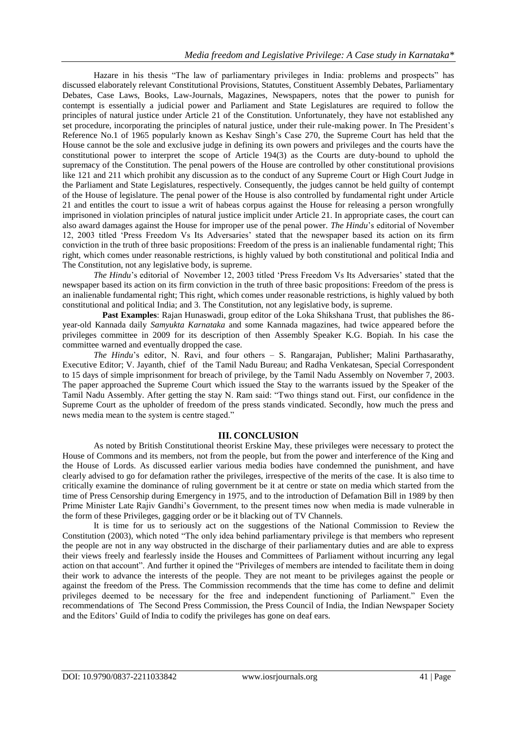Hazare in his thesis "The law of parliamentary privileges in India: problems and prospects" has discussed elaborately relevant Constitutional Provisions, Statutes, Constituent Assembly Debates, Parliamentary Debates, Case Laws, Books, Law-Journals, Magazines, Newspapers, notes that the power to punish for contempt is essentially a judicial power and Parliament and State Legislatures are required to follow the principles of natural justice under Article 21 of the Constitution. Unfortunately, they have not established any set procedure, incorporating the principles of natural justice, under their rule-making power. In The President's Reference No.1 of 1965 popularly known as Keshav Singh's Case 270, the Supreme Court has held that the House cannot be the sole and exclusive judge in defining its own powers and privileges and the courts have the constitutional power to interpret the scope of Article 194(3) as the Courts are duty-bound to uphold the supremacy of the Constitution. The penal powers of the House are controlled by other constitutional provisions like 121 and 211 which prohibit any discussion as to the conduct of any Supreme Court or High Court Judge in the Parliament and State Legislatures, respectively. Consequently, the judges cannot be held guilty of contempt of the House of legislature. The penal power of the House is also controlled by fundamental right under Article 21 and entitles the court to issue a writ of habeas corpus against the House for releasing a person wrongfully imprisoned in violation principles of natural justice implicit under Article 21. In appropriate cases, the court can also award damages against the House for improper use of the penal power. *The Hindu*'s editorial of November 12, 2003 titled 'Press Freedom Vs Its Adversaries' stated that the newspaper based its action on its firm conviction in the truth of three basic propositions: Freedom of the press is an inalienable fundamental right; This right, which comes under reasonable restrictions, is highly valued by both constitutional and political India and The Constitution, not any legislative body, is supreme.

*The Hindu*'s editorial of November 12, 2003 titled 'Press Freedom Vs Its Adversaries' stated that the newspaper based its action on its firm conviction in the truth of three basic propositions: Freedom of the press is an inalienable fundamental right; This right, which comes under reasonable restrictions, is highly valued by both constitutional and political India; and 3. The Constitution, not any legislative body, is supreme.

**Past Examples**: Rajan Hunaswadi, group editor of the Loka Shikshana Trust, that publishes the 86-year-old Kannada daily *Samyukta Karnataka* and some Kannada magazines, had twice appeared before the privileges committee in 2009 for its description of then Assembly Speaker K.G. Bopiah. In his case the committee warned and eventually dropped the case.

*The Hindu*'s editor, N. Ravi, and four others – S. Rangarajan, Publisher; Malini Parthasarathy, Executive Editor; V. Jayanth, chief of the Tamil Nadu Bureau; and Radha Venkatesan, Special Correspondent to 15 days of simple imprisonment for breach of privilege, by the Tamil Nadu Assembly on November 7, 2003. The paper approached the Supreme Court which issued the Stay to the warrants issued by the Speaker of the Tamil Nadu Assembly. After getting the stay N. Ram said: "Two things stand out. First, our confidence in the Supreme Court as the upholder of freedom of the press stands vindicated. Secondly, how much the press and news media mean to the system is centre staged."

## III. CONCLUSION

As noted by British Constitutional theorist Erskine May, these privileges were necessary to protect the House of Commons and its members, not from the people, but from the power and interference of the King and the House of Lords. As discussed earlier various media bodies have condemned the punishment, and have clearly advised to go for defamation rather the privileges, irrespective of the merits of the case. It is also time to critically examine the dominance of ruling government be it at centre or state on media which started from the time of Press Censorship during Emergency in 1975, and to the introduction of Defamation Bill in 1989 by then Prime Minister Late Rajiv Gandhi's Government, to the present times now when media is made vulnerable in the form of these Privileges, gagging order or be it blacking out of TV Channels.

It is time for us to seriously act on the suggestions of the National Commission to Review the Constitution (2003), which noted "The only idea behind parliamentary privilege is that members who represent the people are not in any way obstructed in the discharge of their parliamentary duties and are able to express their views freely and fearlessly inside the Houses and Committees of Parliament without incurring any legal action on that account". And further it opined the "Privileges of members are intended to facilitate them in doing their work to advance the interests of the people. They are not meant to be privileges against the people or against the freedom of the Press. The Commission recommends that the time has come to define and delimit privileges deemed to be necessary for the free and independent functioning of Parliament." Even the recommendations of The Second Press Commission, the Press Council of India, the Indian Newspaper Society and the Editors' Guild of India to codify the privileges has gone on deaf ears.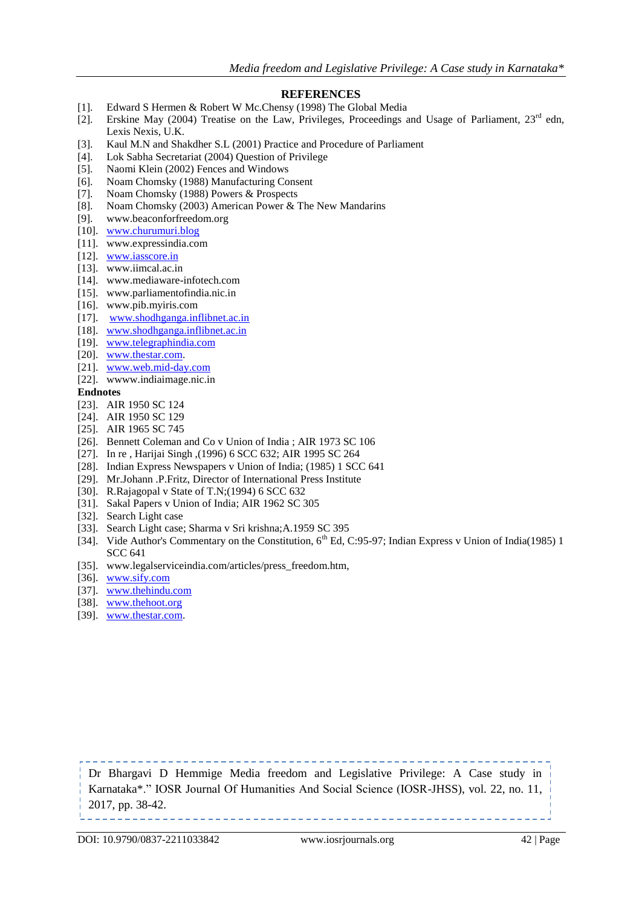## REFERENCES

[1]. Edward S Hermen & Robert W Mc.Chensy (1998) The Global Media
[2]. Erskine May (2004) Treatise on the Law, Privileges, Proceedings and Usage of Parliament, 23rd edn, Lexis Nexis, U.K.
[3]. Kaul M.N and Shakdher S.L (2001) Practice and Procedure of Parliament
[4]. Lok Sabha Secretariat (2004) Question of Privilege
[5]. Naomi Klein (2002) Fences and Windows
[6]. Noam Chomsky (1988) Manufacturing Consent
[7]. Noam Chomsky (1988) Powers & Prospects
[8]. Noam Chomsky (2003) American Power & The New Mandarins
[9]. www.beaconforfreedom.org
[10]. www.churumuri.blog
[11]. www.expressindia.com
[12]. www.iasscore.in
[13]. www.iimcal.ac.in
[14]. www.mediaware-infotech.com
[15]. www.parliamentofindia.nic.in
[16]. www.pib.myiris.com
[17]. www.shodhganga.inflibnet.ac.in
[18]. www.shodhganga.inflibnet.ac.in
[19]. www.telegraphindia.com
[20]. www.thestar.com.
[21]. www.web.mid-day.com
[22]. wwww.indiaimage.nic.in

**Endnotes**

[23]. AIR 1950 SC 124
[24]. AIR 1950 SC 129
[25]. AIR 1965 SC 745
[26]. Bennett Coleman and Co v Union of India ; AIR 1973 SC 106
[27]. In re , Harijai Singh ,(1996) 6 SCC 632; AIR 1995 SC 264
[28]. Indian Express Newspapers v Union of India; (1985) 1 SCC 641
[29]. Mr.Johann .P.Fritz, Director of International Press Institute
[30]. R.Rajagopal v State of T.N;(1994) 6 SCC 632
[31]. Sakal Papers v Union of India; AIR 1962 SC 305
[32]. Search Light case
[33]. Search Light case; Sharma v Sri krishna;A.1959 SC 395
[34]. Vide Author's Commentary on the Constitution, 6th Ed, C:95-97; Indian Express v Union of India(1985) 1 SCC 641
[35]. www.legalserviceindia.com/articles/press_freedom.htm,
[36]. www.sify.com
[37]. www.thehindu.com
[38]. www.thehoot.org
[39]. www.thestar.com.

Dr Bhargavi D Hemmige Media freedom and Legislative Privilege: A Case study in Karnataka*." IOSR Journal Of Humanities And Social Science (IOSR-JHSS), vol. 22, no. 11, 2017, pp. 38-42.